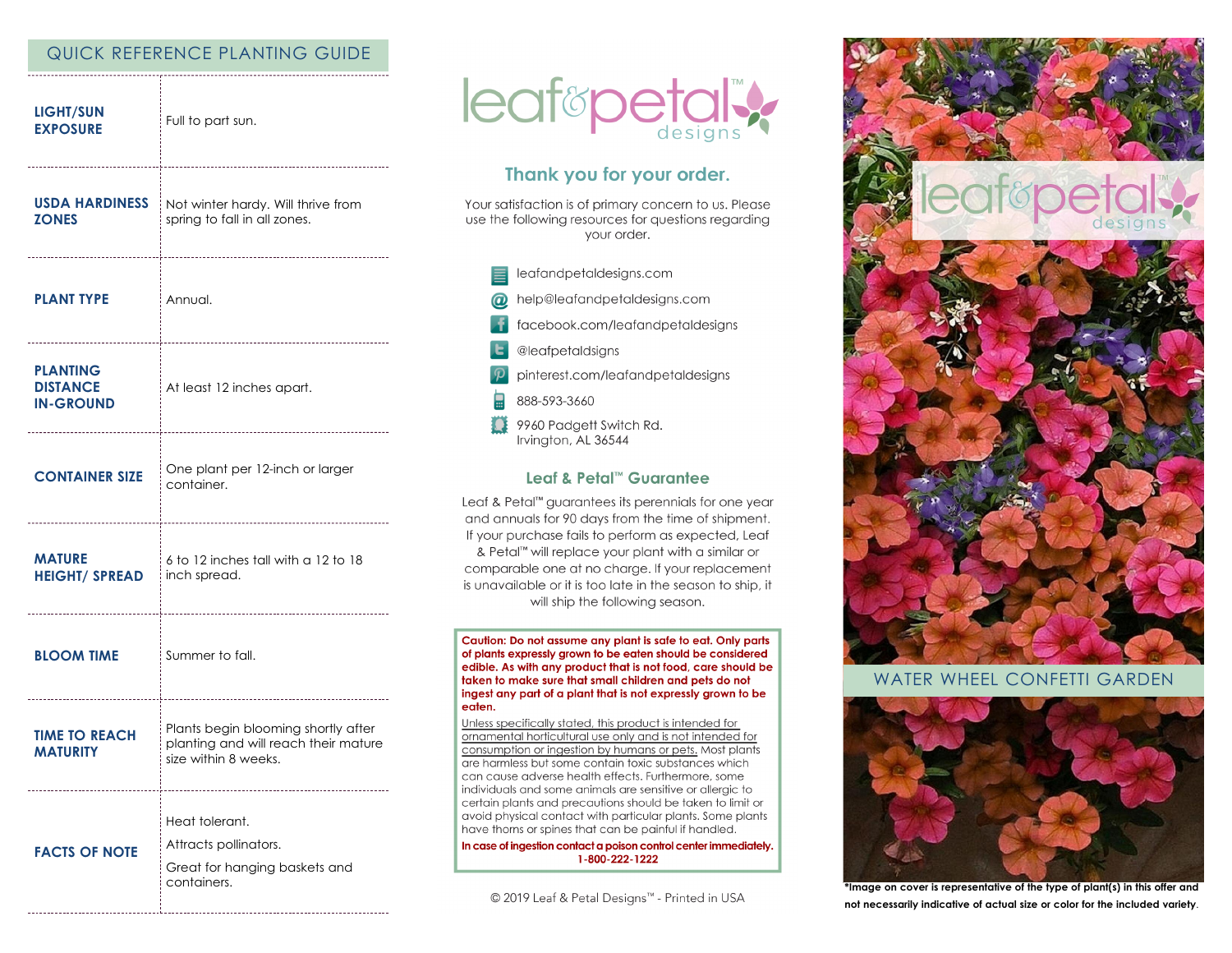## QUICK REFERENCE PLANTING GUIDE

| | |
|---|---|
| **LIGHT/SUN EXPOSURE** | Full to part sun. |
| **USDA HARDINESS ZONES** | Not winter hardy. Will thrive from spring to fall in all zones. |
| **PLANT TYPE** | Annual. |
| **PLANTING DISTANCE IN-GROUND** | At least 12 inches apart. |
| **CONTAINER SIZE** | One plant per 12-inch or larger container. |
| **MATURE HEIGHT/ SPREAD** | 6 to 12 inches tall with a 12 to 18 inch spread. |
| **BLOOM TIME** | Summer to fall. |
| **TIME TO REACH MATURITY** | Plants begin blooming shortly after planting and will reach their mature size within 8 weeks. |
| **FACTS OF NOTE** | Heat tolerant. Attracts pollinators. Great for hanging baskets and containers. |

leaf&petal™ designs

## Thank you for your order.

Your satisfaction is of primary concern to us. Please use the following resources for questions regarding your order.

- leafandpetaldesigns.com
- help@leafandpetaldesigns.com
- facebook.com/leafandpetaldesigns
- @leafpetaldsigns
- pinterest.com/leafandpetaldesigns
- 888-593-3660
- 9960 Padgett Switch Rd.
  Irvington, AL 36544

## Leaf & Petal™ Guarantee

Leaf & Petal™ guarantees its perennials for one year and annuals for 90 days from the time of shipment. If your purchase fails to perform as expected, Leaf & Petal™ will replace your plant with a similar or comparable one at no charge. If your replacement is unavailable or it is too late in the season to ship, it will ship the following season.

**Caution: Do not assume any plant is safe to eat. Only parts of plants expressly grown to be eaten should be considered edible. As with any product that is not food, care should be taken to make sure that small children and pets do not ingest any part of a plant that is not expressly grown to be eaten.**

Unless specifically stated, this product is intended for ornamental horticultural use only and is not intended for consumption or ingestion by humans or pets. Most plants are harmless but some contain toxic substances which can cause adverse health effects. Furthermore, some individuals and some animals are sensitive or allergic to certain plants and precautions should be taken to limit or avoid physical contact with particular plants. Some plants have thorns or spines that can be painful if handled.

**In case of ingestion contact a poison control center immediately. 1-800-222-1222**

© 2019 Leaf & Petal Designs™ - Printed in USA

leaf&petal™ designs

## WATER WHEEL CONFETTI GARDEN

**\*Image on cover is representative of the type of plant(s) in this offer and not necessarily indicative of actual size or color for the included variety.**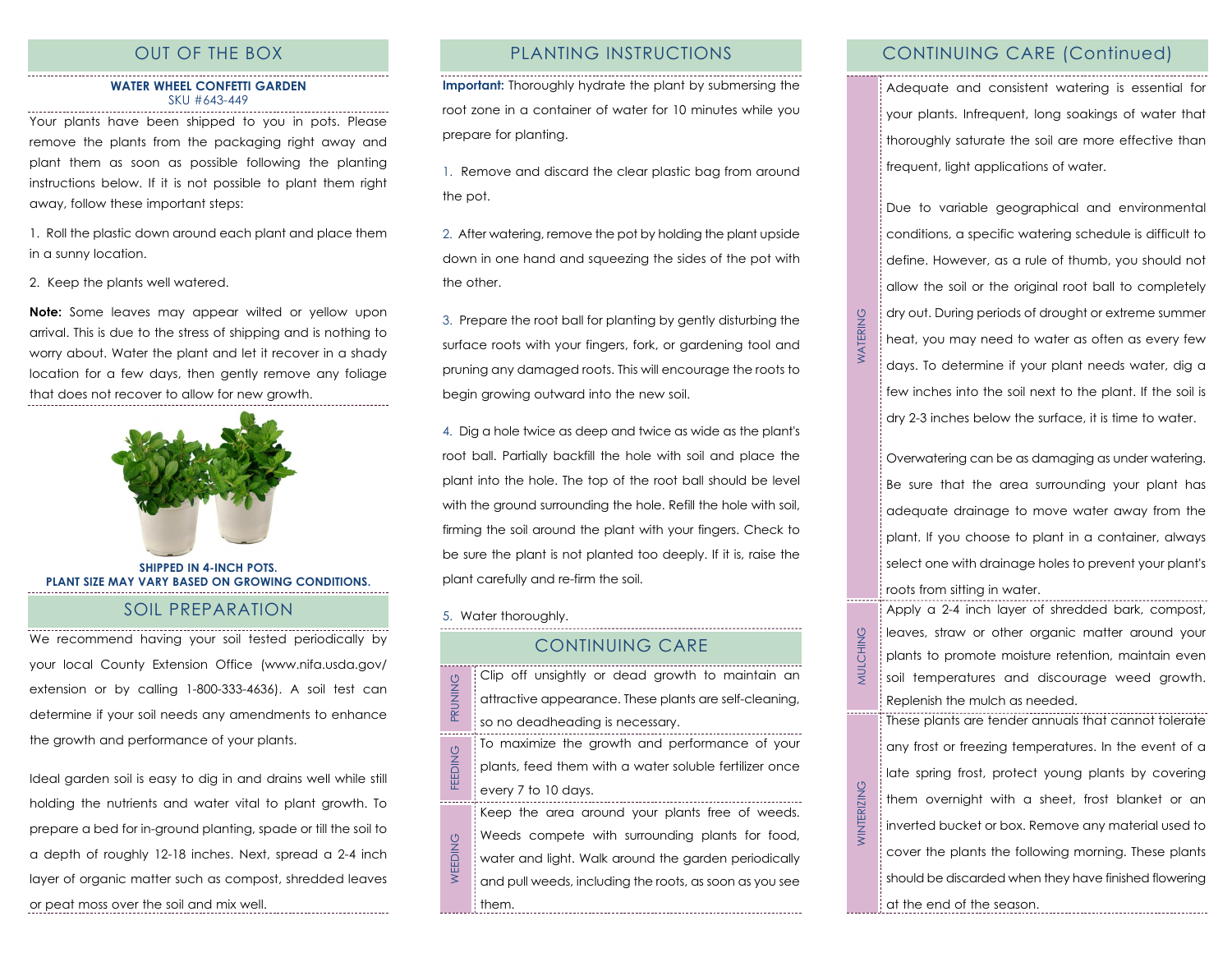## OUT OF THE BOX

**WATER WHEEL CONFETTI GARDEN**
SKU #643-449

Your plants have been shipped to you in pots. Please remove the plants from the packaging right away and plant them as soon as possible following the planting instructions below. If it is not possible to plant them right away, follow these important steps:

1. Roll the plastic down around each plant and place them in a sunny location.

2. Keep the plants well watered.

**Note:** Some leaves may appear wilted or yellow upon arrival. This is due to the stress of shipping and is nothing to worry about. Water the plant and let it recover in a shady location for a few days, then gently remove any foliage that does not recover to allow for new growth.

**SHIPPED IN 4-INCH POTS.**
**PLANT SIZE MAY VARY BASED ON GROWING CONDITIONS.**

## SOIL PREPARATION

We recommend having your soil tested periodically by your local County Extension Office (www.nifa.usda.gov/extension or by calling 1-800-333-4636). A soil test can determine if your soil needs any amendments to enhance the growth and performance of your plants.

Ideal garden soil is easy to dig in and drains well while still holding the nutrients and water vital to plant growth. To prepare a bed for in-ground planting, spade or till the soil to a depth of roughly 12-18 inches. Next, spread a 2-4 inch layer of organic matter such as compost, shredded leaves or peat moss over the soil and mix well.

## PLANTING INSTRUCTIONS

**Important:** Thoroughly hydrate the plant by submersing the root zone in a container of water for 10 minutes while you prepare for planting.

1. Remove and discard the clear plastic bag from around the pot.

2. After watering, remove the pot by holding the plant upside down in one hand and squeezing the sides of the pot with the other.

3. Prepare the root ball for planting by gently disturbing the surface roots with your fingers, fork, or gardening tool and pruning any damaged roots. This will encourage the roots to begin growing outward into the new soil.

4. Dig a hole twice as deep and twice as wide as the plant's root ball. Partially backfill the hole with soil and place the plant into the hole. The top of the root ball should be level with the ground surrounding the hole. Refill the hole with soil, firming the soil around the plant with your fingers. Check to be sure the plant is not planted too deeply. If it is, raise the plant carefully and re-firm the soil.

5. Water thoroughly.

## CONTINUING CARE

**PRUNING**
Clip off unsightly or dead growth to maintain an attractive appearance. These plants are self-cleaning, so no deadheading is necessary.

**FEEDING**
To maximize the growth and performance of your plants, feed them with a water soluble fertilizer once every 7 to 10 days.

**WEEDING**
Keep the area around your plants free of weeds. Weeds compete with surrounding plants for food, water and light. Walk around the garden periodically and pull weeds, including the roots, as soon as you see them.

## CONTINUING CARE (Continued)

**WATERING**
Adequate and consistent watering is essential for your plants. Infrequent, long soakings of water that thoroughly saturate the soil are more effective than frequent, light applications of water.

Due to variable geographical and environmental conditions, a specific watering schedule is difficult to define. However, as a rule of thumb, you should not allow the soil or the original root ball to completely dry out. During periods of drought or extreme summer heat, you may need to water as often as every few days. To determine if your plant needs water, dig a few inches into the soil next to the plant. If the soil is dry 2-3 inches below the surface, it is time to water.

Overwatering can be as damaging as under watering. Be sure that the area surrounding your plant has adequate drainage to move water away from the plant. If you choose to plant in a container, always select one with drainage holes to prevent your plant's roots from sitting in water.

**MULCHING**
Apply a 2-4 inch layer of shredded bark, compost, leaves, straw or other organic matter around your plants to promote moisture retention, maintain even soil temperatures and discourage weed growth. Replenish the mulch as needed.

**WINTERIZING**
These plants are tender annuals that cannot tolerate any frost or freezing temperatures. In the event of a late spring frost, protect young plants by covering them overnight with a sheet, frost blanket or an inverted bucket or box. Remove any material used to cover the plants the following morning. These plants should be discarded when they have finished flowering at the end of the season.